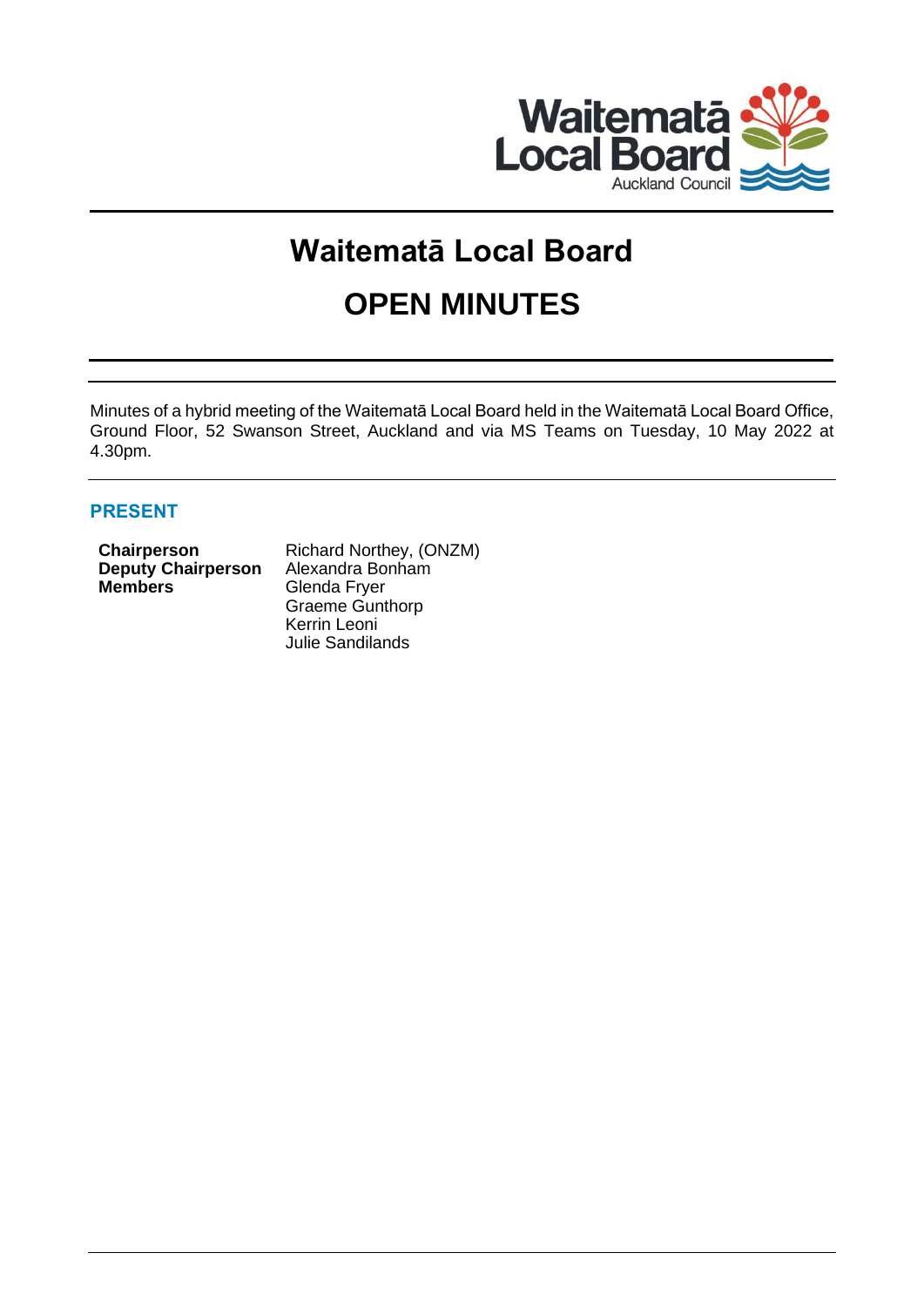Waitematā Local Board
Auckland Council

# Waitematā Local Board

# OPEN MINUTES

Minutes of a hybrid meeting of the Waitematā Local Board held in the Waitematā Local Board Office, Ground Floor, 52 Swanson Street, Auckland and via MS Teams on Tuesday, 10 May 2022 at 4.30pm.

## PRESENT

| | |
|---|---|
| **Chairperson** | Richard Northey, (ONZM) |
| **Deputy Chairperson** | Alexandra Bonham |
| **Members** | Glenda Fryer |
| | Graeme Gunthorp |
| | Kerrin Leoni |
| | Julie Sandilands |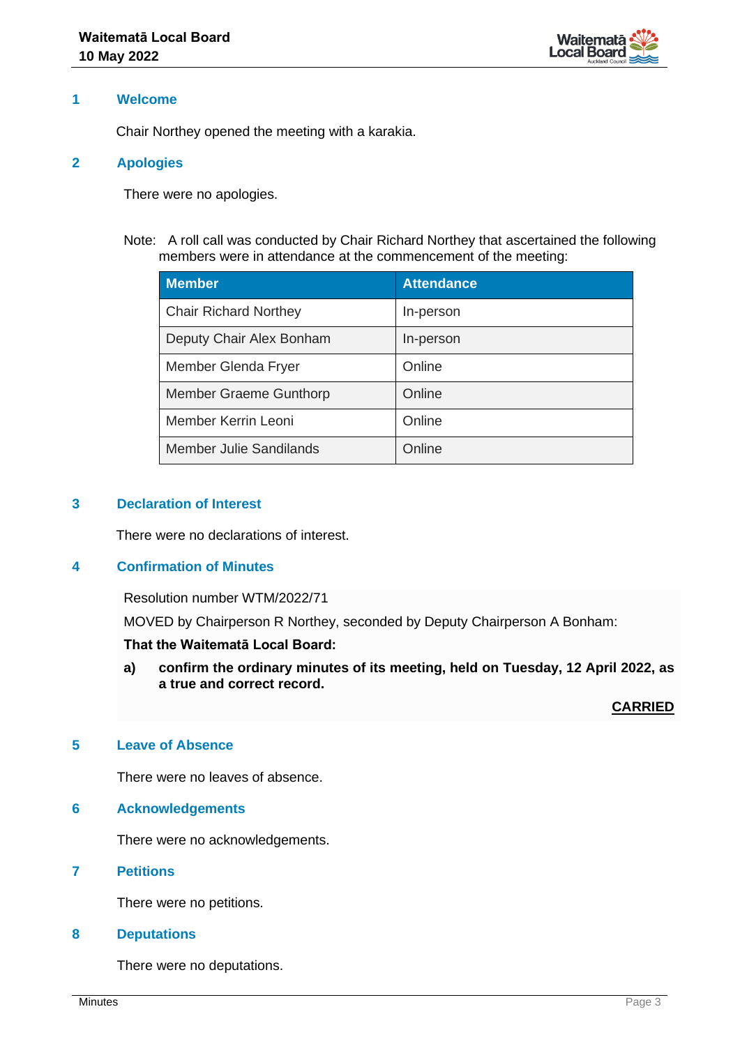## 1 Welcome

Chair Northey opened the meeting with a karakia.

## 2 Apologies

There were no apologies.

Note: A roll call was conducted by Chair Richard Northey that ascertained the following members were in attendance at the commencement of the meeting:

| Member | Attendance |
|---|---|
| Chair Richard Northey | In-person |
| Deputy Chair Alex Bonham | In-person |
| Member Glenda Fryer | Online |
| Member Graeme Gunthorp | Online |
| Member Kerrin Leoni | Online |
| Member Julie Sandilands | Online |

## 3 Declaration of Interest

There were no declarations of interest.

## 4 Confirmation of Minutes

Resolution number WTM/2022/71

MOVED by Chairperson R Northey, seconded by Deputy Chairperson A Bonham:

**That the Waitematā Local Board:**

**a) confirm the ordinary minutes of its meeting, held on Tuesday, 12 April 2022, as a true and correct record.**

**CARRIED**

## 5 Leave of Absence

There were no leaves of absence.

## 6 Acknowledgements

There were no acknowledgements.

## 7 Petitions

There were no petitions.

## 8 Deputations

There were no deputations.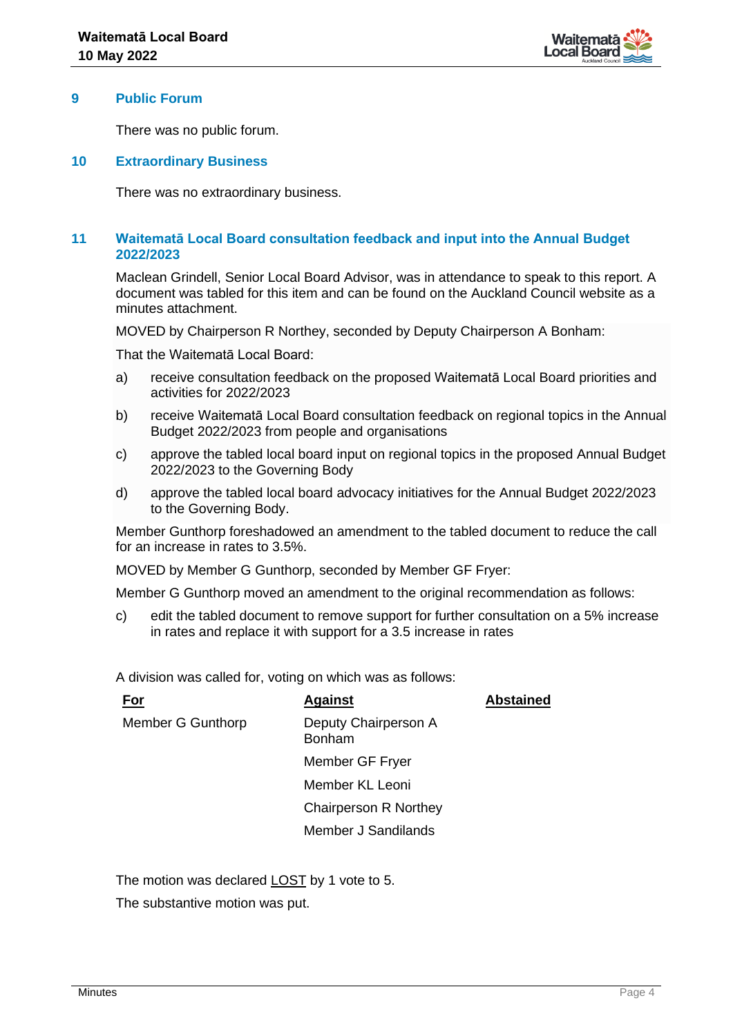## 9 Public Forum

There was no public forum.

## 10 Extraordinary Business

There was no extraordinary business.

## 11 Waitematā Local Board consultation feedback and input into the Annual Budget 2022/2023

Maclean Grindell, Senior Local Board Advisor, was in attendance to speak to this report. A document was tabled for this item and can be found on the Auckland Council website as a minutes attachment.

MOVED by Chairperson R Northey, seconded by Deputy Chairperson A Bonham:

That the Waitematā Local Board:

a) receive consultation feedback on the proposed Waitematā Local Board priorities and activities for 2022/2023

b) receive Waitematā Local Board consultation feedback on regional topics in the Annual Budget 2022/2023 from people and organisations

c) approve the tabled local board input on regional topics in the proposed Annual Budget 2022/2023 to the Governing Body

d) approve the tabled local board advocacy initiatives for the Annual Budget 2022/2023 to the Governing Body.

Member Gunthorp foreshadowed an amendment to the tabled document to reduce the call for an increase in rates to 3.5%.

MOVED by Member G Gunthorp, seconded by Member GF Fryer:

Member G Gunthorp moved an amendment to the original recommendation as follows:

c) edit the tabled document to remove support for further consultation on a 5% increase in rates and replace it with support for a 3.5 increase in rates

A division was called for, voting on which was as follows:

| For | Against | Abstained |
|---|---|---|
| Member G Gunthorp | Deputy Chairperson A Bonham | |
| | Member GF Fryer | |
| | Member KL Leoni | |
| | Chairperson R Northey | |
| | Member J Sandilands | |

The motion was declared LOST by 1 vote to 5.

The substantive motion was put.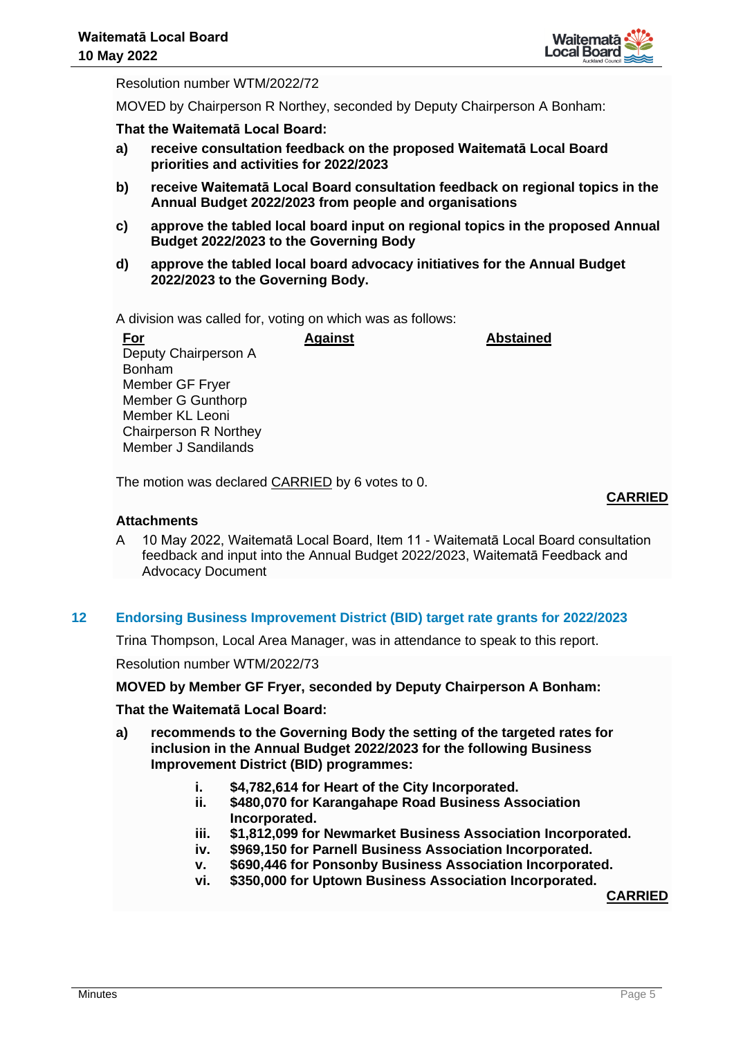Resolution number WTM/2022/72

MOVED by Chairperson R Northey, seconded by Deputy Chairperson A Bonham:

**That the Waitematā Local Board:**

**a) receive consultation feedback on the proposed Waitematā Local Board priorities and activities for 2022/2023**

**b) receive Waitematā Local Board consultation feedback on regional topics in the Annual Budget 2022/2023 from people and organisations**

**c) approve the tabled local board input on regional topics in the proposed Annual Budget 2022/2023 to the Governing Body**

**d) approve the tabled local board advocacy initiatives for the Annual Budget 2022/2023 to the Governing Body.**

A division was called for, voting on which was as follows:

| For | Against | Abstained |
|---|---|---|
| Deputy Chairperson A Bonham | | |
| Member GF Fryer | | |
| Member G Gunthorp | | |
| Member KL Leoni | | |
| Chairperson R Northey | | |
| Member J Sandilands | | |

The motion was declared CARRIED by 6 votes to 0.

**CARRIED**

**Attachments**

A 10 May 2022, Waitematā Local Board, Item 11 - Waitematā Local Board consultation feedback and input into the Annual Budget 2022/2023, Waitematā Feedback and Advocacy Document

## 12 Endorsing Business Improvement District (BID) target rate grants for 2022/2023

Trina Thompson, Local Area Manager, was in attendance to speak to this report.

Resolution number WTM/2022/73

**MOVED by Member GF Fryer, seconded by Deputy Chairperson A Bonham:**

**That the Waitematā Local Board:**

**a) recommends to the Governing Body the setting of the targeted rates for inclusion in the Annual Budget 2022/2023 for the following Business Improvement District (BID) programmes:**

**i. $4,782,614 for Heart of the City Incorporated.**
**ii. $480,070 for Karangahape Road Business Association Incorporated.**
**iii. $1,812,099 for Newmarket Business Association Incorporated.**
**iv. $969,150 for Parnell Business Association Incorporated.**
**v. $690,446 for Ponsonby Business Association Incorporated.**
**vi. $350,000 for Uptown Business Association Incorporated.**

**CARRIED**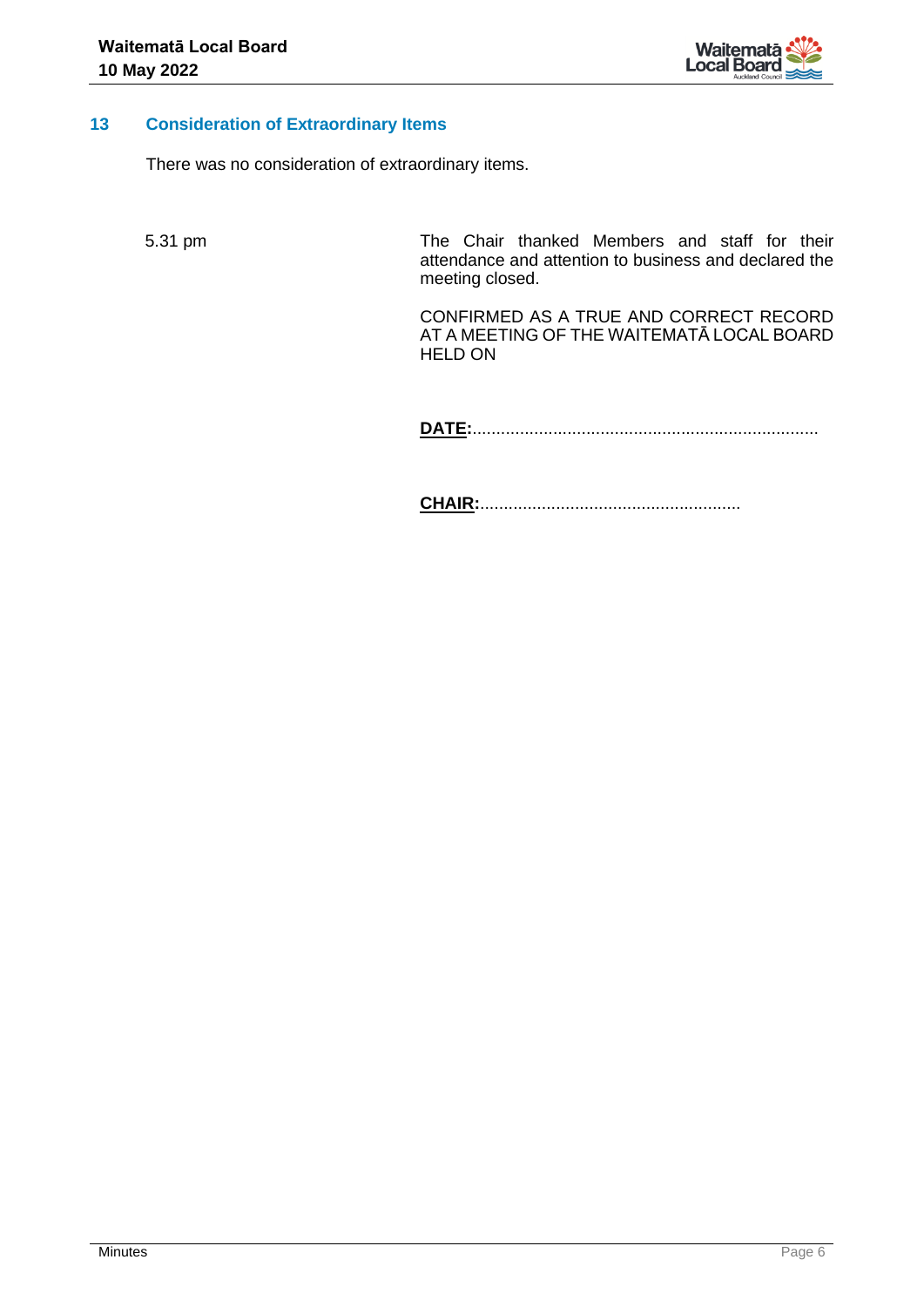## 13 Consideration of Extraordinary Items

There was no consideration of extraordinary items.

5.31 pm

The Chair thanked Members and staff for their attendance and attention to business and declared the meeting closed.

CONFIRMED AS A TRUE AND CORRECT RECORD AT A MEETING OF THE WAITEMATĀ LOCAL BOARD HELD ON

**DATE:**.........................................................................

**CHAIR:**.......................................................